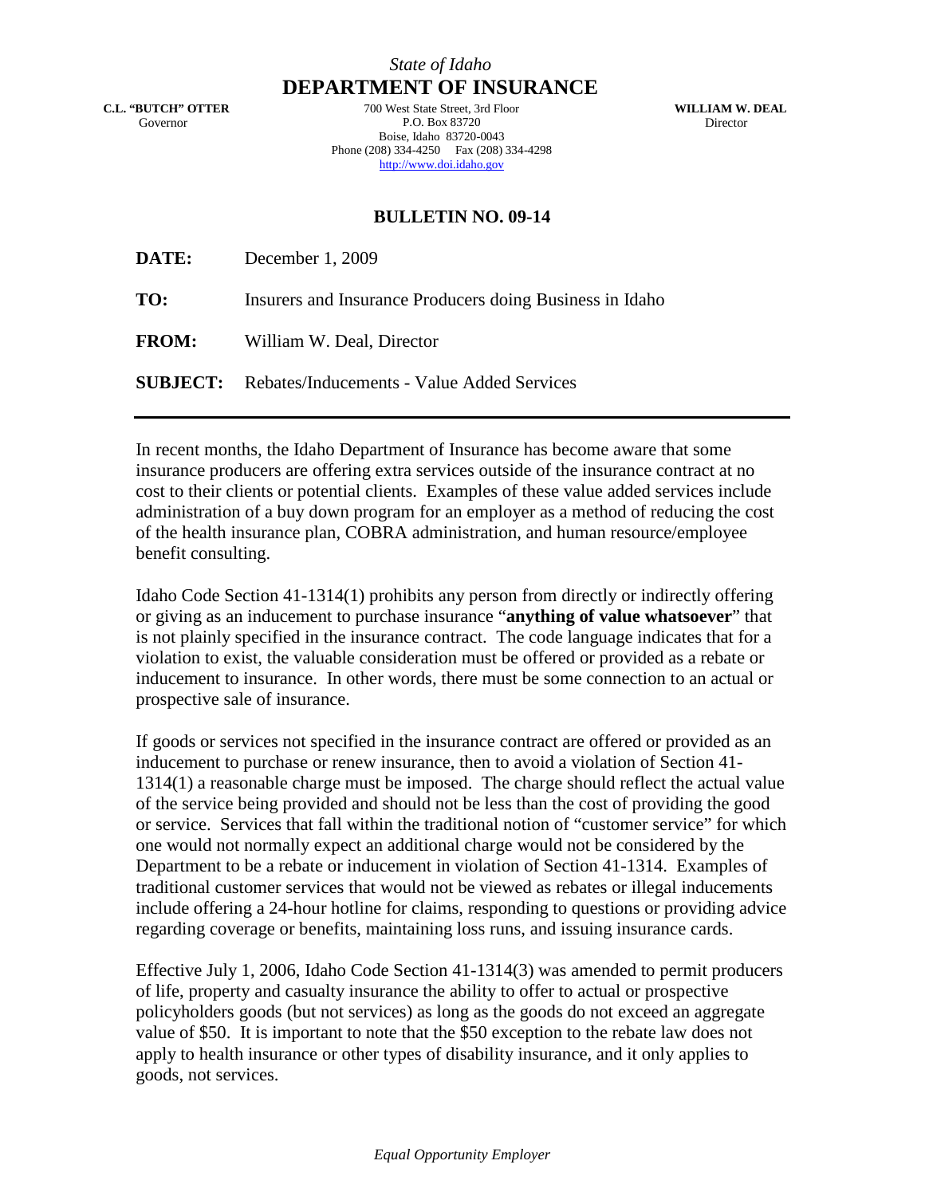*State of Idaho*

# DEPARTMENT OF INSURANCE

**C.L. "BUTCH" OTTER**
Governor

700 West State Street, 3rd Floor
P.O. Box 83720
Boise, Idaho 83720-0043
Phone (208) 334-4250 Fax (208) 334-4298
http://www.doi.idaho.gov

**WILLIAM W. DEAL**
Director

## BULLETIN NO. 09-14

**DATE:** December 1, 2009

**TO:** Insurers and Insurance Producers doing Business in Idaho

**FROM:** William W. Deal, Director

**SUBJECT:** Rebates/Inducements - Value Added Services

---

In recent months, the Idaho Department of Insurance has become aware that some insurance producers are offering extra services outside of the insurance contract at no cost to their clients or potential clients. Examples of these value added services include administration of a buy down program for an employer as a method of reducing the cost of the health insurance plan, COBRA administration, and human resource/employee benefit consulting.

Idaho Code Section 41-1314(1) prohibits any person from directly or indirectly offering or giving as an inducement to purchase insurance "**anything of value whatsoever**" that is not plainly specified in the insurance contract. The code language indicates that for a violation to exist, the valuable consideration must be offered or provided as a rebate or inducement to insurance. In other words, there must be some connection to an actual or prospective sale of insurance.

If goods or services not specified in the insurance contract are offered or provided as an inducement to purchase or renew insurance, then to avoid a violation of Section 41-1314(1) a reasonable charge must be imposed. The charge should reflect the actual value of the service being provided and should not be less than the cost of providing the good or service. Services that fall within the traditional notion of "customer service" for which one would not normally expect an additional charge would not be considered by the Department to be a rebate or inducement in violation of Section 41-1314. Examples of traditional customer services that would not be viewed as rebates or illegal inducements include offering a 24-hour hotline for claims, responding to questions or providing advice regarding coverage or benefits, maintaining loss runs, and issuing insurance cards.

Effective July 1, 2006, Idaho Code Section 41-1314(3) was amended to permit producers of life, property and casualty insurance the ability to offer to actual or prospective policyholders goods (but not services) as long as the goods do not exceed an aggregate value of $50. It is important to note that the $50 exception to the rebate law does not apply to health insurance or other types of disability insurance, and it only applies to goods, not services.

*Equal Opportunity Employer*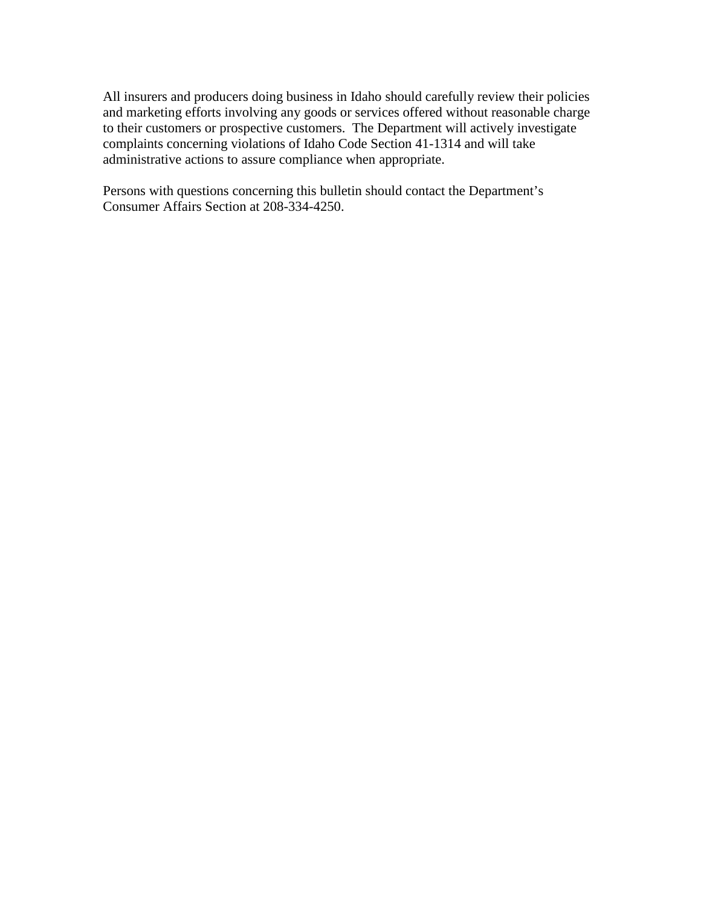All insurers and producers doing business in Idaho should carefully review their policies and marketing efforts involving any goods or services offered without reasonable charge to their customers or prospective customers. The Department will actively investigate complaints concerning violations of Idaho Code Section 41-1314 and will take administrative actions to assure compliance when appropriate.

Persons with questions concerning this bulletin should contact the Department's Consumer Affairs Section at 208-334-4250.